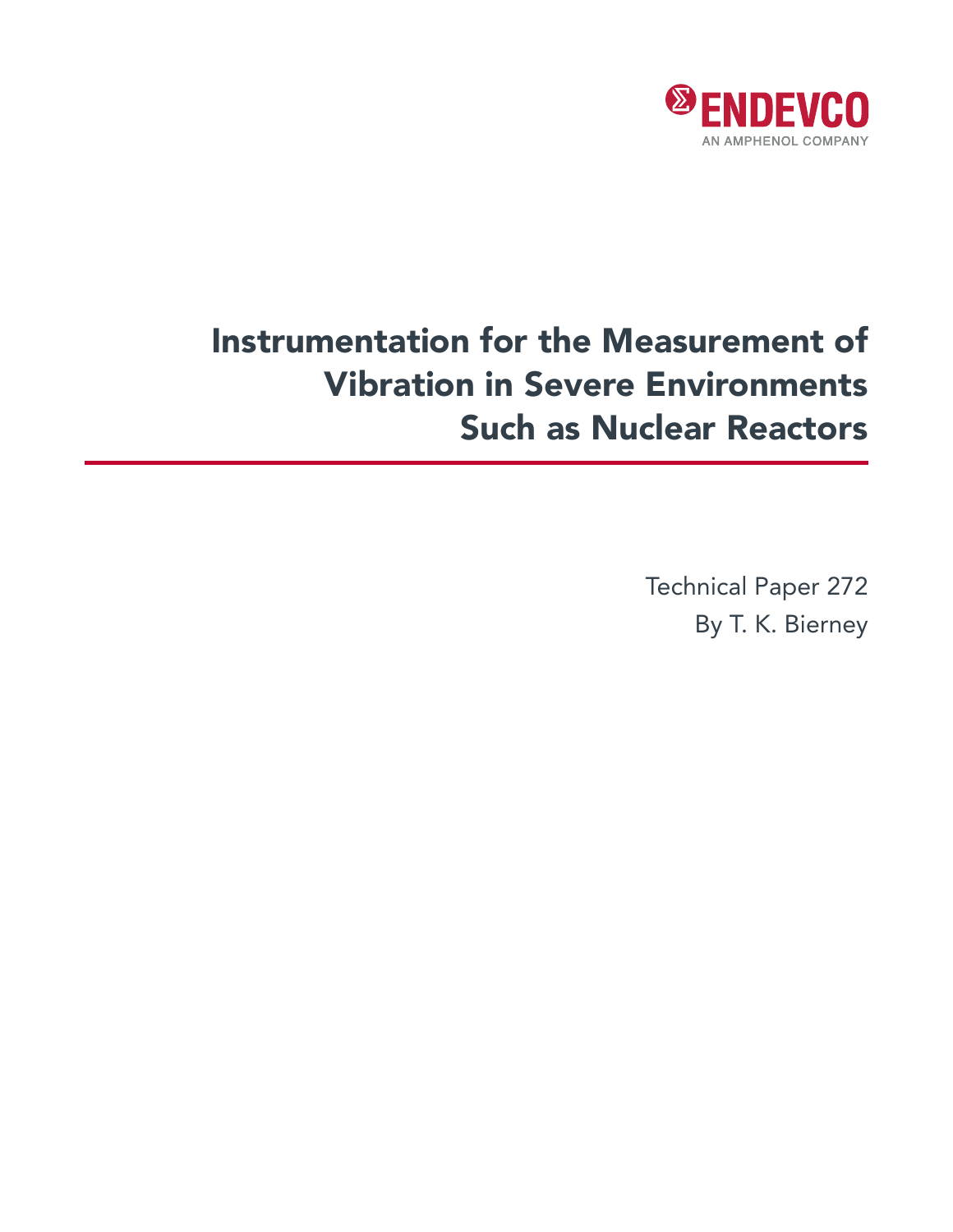ENDEVCO

AN AMPHENOL COMPANY

# Instrumentation for the Measurement of Vibration in Severe Environments Such as Nuclear Reactors

Technical Paper 272

By T. K. Bierney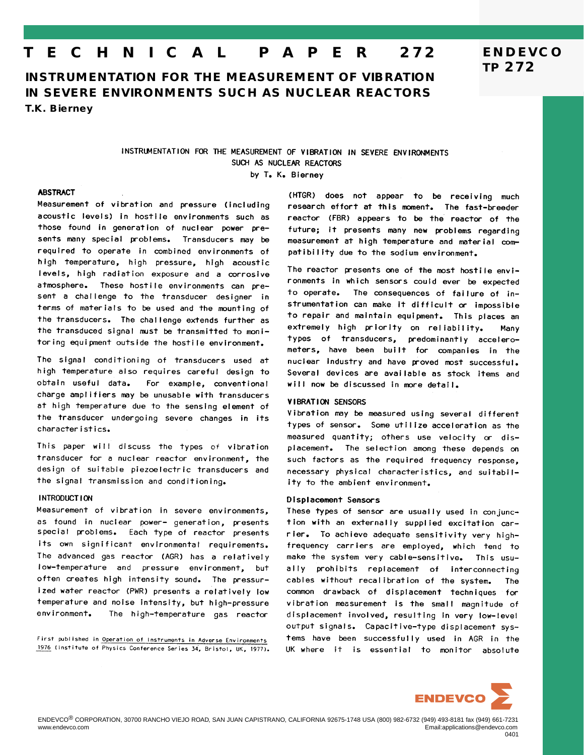# TECHNICAL PAPER 272

## INSTRUMENTATION FOR THE MEASUREMENT OF VIBRATION IN SEVERE ENVIRONMENTS SUCH AS NUCLEAR REACTORS

**T.K. Bierney**

INSTRUMENTATION FOR THE MEASUREMENT OF VIBRATION IN SEVERE ENVIRONMENTS SUCH AS NUCLEAR REACTORS

by T. K. Bierney

### ABSTRACT

Measurement of vibration and pressure (including acoustic levels) in hostile environments such as those found in generation of nuclear power presents many special problems. Transducers may be required to operate in combined environments of high temperature, high pressure, high acoustic levels, high radiation exposure and a corrosive atmosphere. These hostile environments can present a challenge to the transducer designer in terms of materials to be used and the mounting of the transducers. The challenge extends further as the transduced signal must be transmitted to monitoring equipment outside the hostile environment.

The signal conditioning of transducers used at high temperature also requires careful design to obtain useful data. For example, conventional charge amplifiers may be unusable with transducers at high temperature due to the sensing element of the transducer undergoing severe changes in its characteristics.

This paper will discuss the types of vibration transducer for a nuclear reactor environment, the design of suitable piezoelectric transducers and the signal transmission and conditioning.

### INTRODUCTION

Measurement of vibration in severe environments, as found in nuclear power-generation, presents special problems. Each type of reactor presents its own significant environmental requirements. The advanced gas reactor (AGR) has a relatively low-temperature and pressure environment, but often creates high intensity sound. The pressurized water reactor (PWR) presents a relatively low temperature and noise intensity, but high-pressure environment. The high-temperature gas reactor (HTGR) does not appear to be receiving much research effort at this moment. The fast-breeder reactor (FBR) appears to be the reactor of the future; it presents many new problems regarding measurement at high temperature and material compatibility due to the sodium environment.

The reactor presents one of the most hostile environments in which sensors could ever be expected to operate. The consequences of failure of instrumentation can make it difficult or impossible to repair and maintain equipment. This places an extremely high priority on reliability. Many types of transducers, predominantly accelerometers, have been built for companies in the nuclear industry and have proved most successful. Several devices are available as stock items and will now be discussed in more detail.

### VIBRATION SENSORS

Vibration may be measured using several different types of sensor. Some utilize acceleration as the measured quantity; others use velocity or displacement. The selection among these depends on such factors as the required frequency response, necessary physical characteristics, and suitability to the ambient environment.

#### Displacement Sensors

These types of sensor are usually used in conjunction with an externally supplied excitation carrier. To achieve adequate sensitivity very high-frequency carriers are employed, which tend to make the system very cable-sensitive. This usually prohibits replacement of interconnecting cables without recalibration of the system. The common drawback of displacement techniques for vibration measurement is the small magnitude of displacement involved, resulting in very low-level output signals. Capacitive-type displacement systems have been successfully used in AGR in the UK where it is essential to monitor absolute

First published in Operation of Instruments in Adverse Environments 1976 (Institute of Physics Conference Series 34, Bristol, UK, 1977).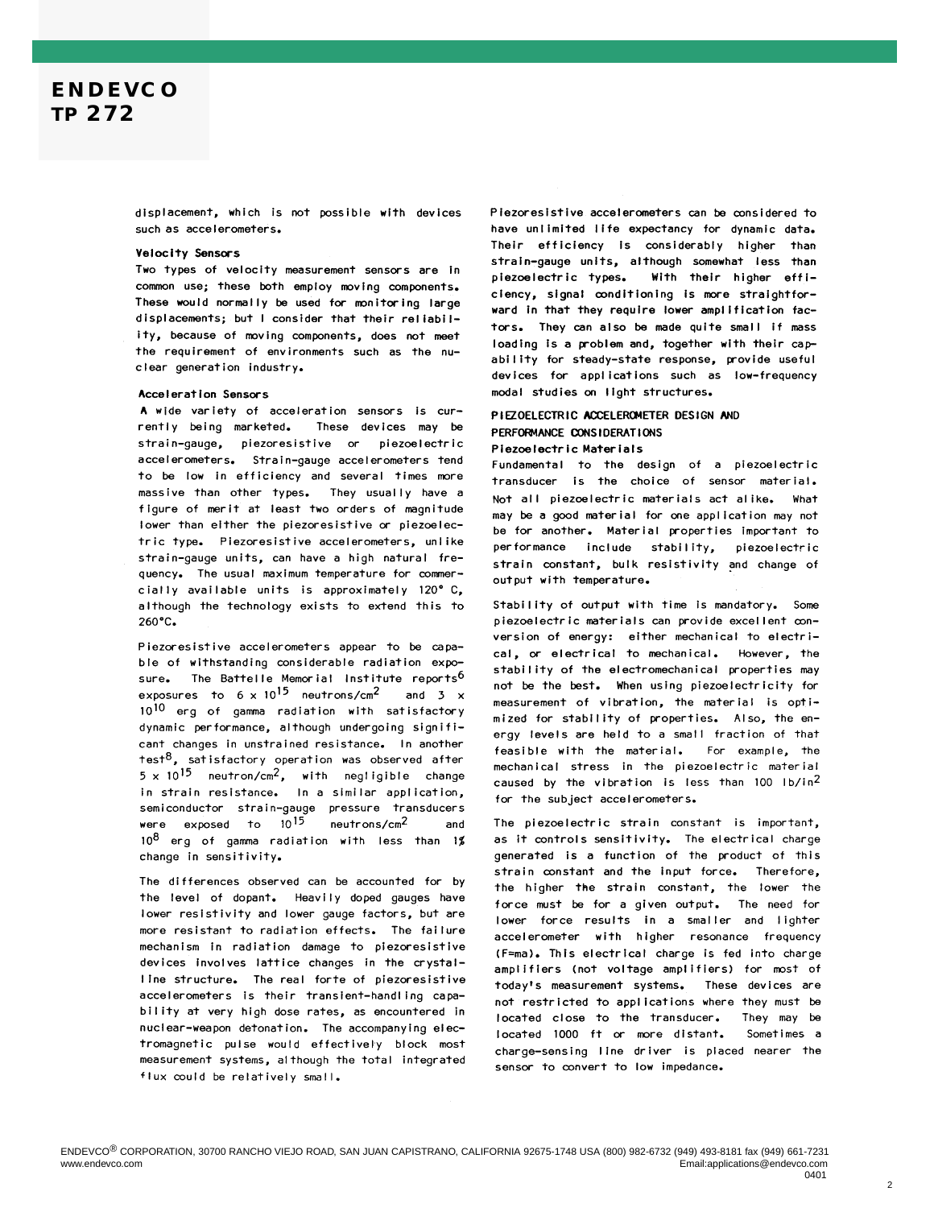displacement, which is not possible with devices such as accelerometers.

### Velocity Sensors

Two types of velocity measurement sensors are in common use; these both employ moving components. These would normally be used for monitoring large displacements; but I consider that their reliability, because of moving components, does not meet the requirement of environments such as the nuclear generation industry.

### Acceleration Sensors

A wide variety of acceleration sensors is currently being marketed. These devices may be strain-gauge, piezoresistive or piezoelectric accelerometers. Strain-gauge accelerometers tend to be low in efficiency and several times more massive than other types. They usually have a figure of merit at least two orders of magnitude lower than either the piezoresistive or piezoelectric type. Piezoresistive accelerometers, unlike strain-gauge units, can have a high natural frequency. The usual maximum temperature for commercially available units is approximately 120° C, although the technology exists to extend this to 260°C.

Piezoresistive accelerometers appear to be capable of withstanding considerable radiation exposure. The Battelle Memorial Institute reports[6] exposures to $6 \times 10^{15}$ neutrons/cm$^2$ and $3 \times 10^{10}$ erg of gamma radiation with satisfactory dynamic performance, although undergoing significant changes in unstrained resistance. In another test[8], satisfactory operation was observed after $5 \times 10^{15}$ neutron/cm$^2$, with negligible change in strain resistance. In a similar application, semiconductor strain-gauge pressure transducers were exposed to $10^{15}$ neutrons/cm$^2$ and $10^8$ erg of gamma radiation with less than 1% change in sensitivity.

The differences observed can be accounted for by the level of dopant. Heavily doped gauges have lower resistivity and lower gauge factors, but are more resistant to radiation effects. The failure mechanism in radiation damage to piezoresistive devices involves lattice changes in the crystalline structure. The real forte of piezoresistive accelerometers is their transient-handling capability at very high dose rates, as encountered in nuclear-weapon detonation. The accompanying electromagnetic pulse would effectively block most measurement systems, although the total integrated flux could be relatively small.

Piezoresistive accelerometers can be considered to have unlimited life expectancy for dynamic data. Their efficiency is considerably higher than strain-gauge units, although somewhat less than piezoelectric types. With their higher efficiency, signal conditioning is more straightforward in that they require lower amplification factors. They can also be made quite small if mass loading is a problem and, together with their capability for steady-state response, provide useful devices for applications such as low-frequency modal studies on light structures.

## PIEZOELECTRIC ACCELEROMETER DESIGN AND PERFORMANCE CONSIDERATIONS

### Piezoelectric Materials

Fundamental to the design of a piezoelectric transducer is the choice of sensor material. Not all piezoelectric materials act alike. What may be a good material for one application may not be for another. Material properties important to performance include stability, piezoelectric strain constant, bulk resistivity and change of output with temperature.

Stability of output with time is mandatory. Some piezoelectric materials can provide excellent conversion of energy: either mechanical to electrical, or electrical to mechanical. However, the stability of the electromechanical properties may not be the best. When using piezoelectricity for measurement of vibration, the material is optimized for stability of properties. Also, the energy levels are held to a small fraction of that feasible with the material. For example, the mechanical stress in the piezoelectric material caused by the vibration is less than 100 lb/in$^2$ for the subject accelerometers.

The piezoelectric strain constant is important, as it controls sensitivity. The electrical charge generated is a function of the product of this strain constant and the input force. Therefore, the higher the strain constant, the lower the force must be for a given output. The need for lower force results in a smaller and lighter accelerometer with higher resonance frequency ($F=ma$). This electrical charge is fed into charge amplifiers (not voltage amplifiers) for most of today's measurement systems. These devices are not restricted to applications where they must be located close to the transducer. They may be located 1000 ft or more distant. Sometimes a charge-sensing line driver is placed nearer the sensor to convert to low impedance.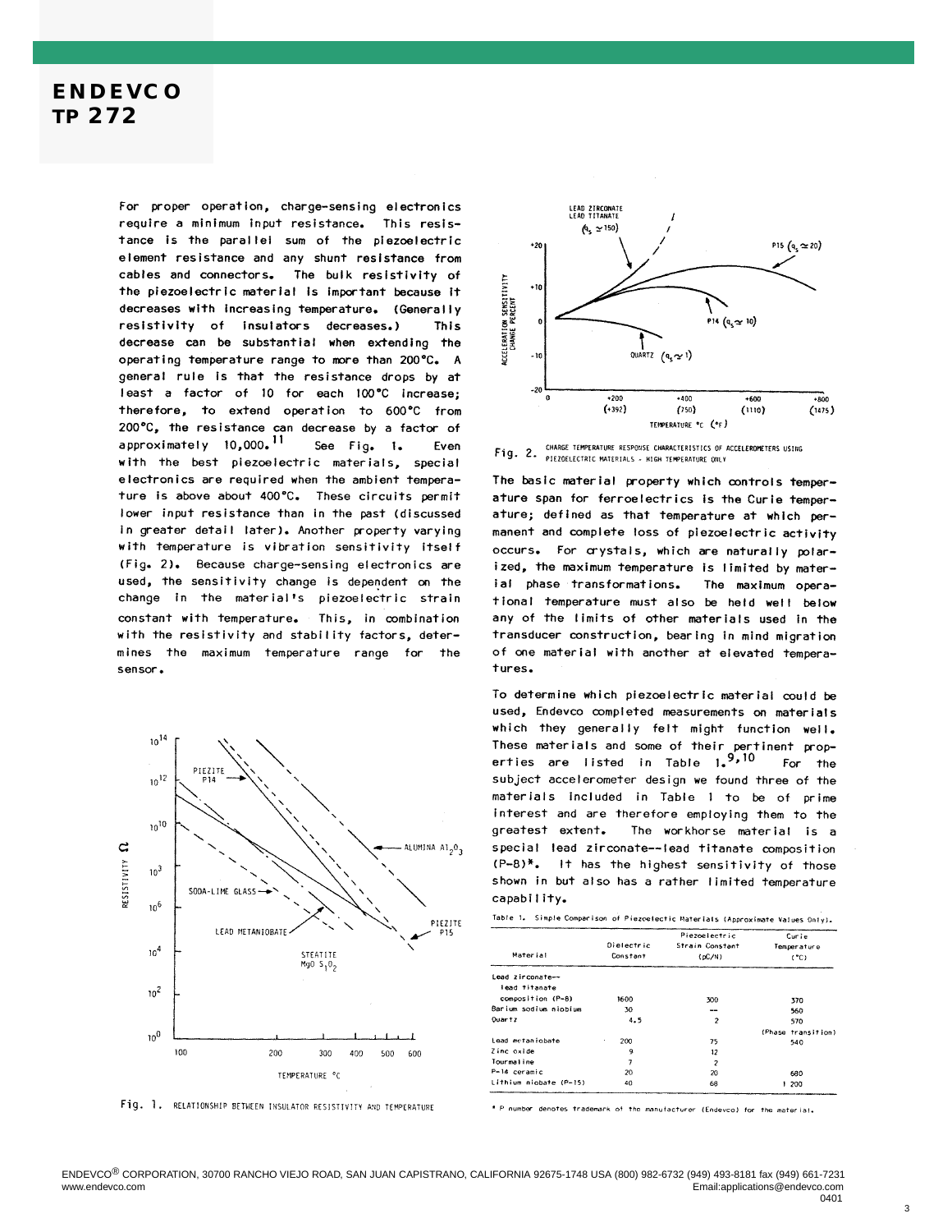For proper operation, charge-sensing electronics require a minimum input resistance. This resistance is the parallel sum of the piezoelectric element resistance and any shunt resistance from cables and connectors. The bulk resistivity of the piezoelectric material is important because it decreases with increasing temperature. (Generally resistivity of insulators decreases.) This decrease can be substantial when extending the operating temperature range to more than 200°C. A general rule is that the resistance drops by at least a factor of 10 for each 100°C increase; therefore, to extend operation to 600°C from 200°C, the resistance can decrease by a factor of approximately 10,000.[11] See Fig. 1. Even with the best piezoelectric materials, special electronics are required when the ambient temperature is above about 400°C. These circuits permit lower input resistance than in the past (discussed in greater detail later). Another property varying with temperature is vibration sensitivity itself (Fig. 2). Because charge-sensing electronics are used, the sensitivity change is dependent on the change in the material's piezoelectric strain constant with temperature. This, in combination with the resistivity and stability factors, determines the maximum temperature range for the sensor.

Fig. 1. RELATIONSHIP BETWEEN INSULATOR RESISTIVITY AND TEMPERATURE

Fig. 2. CHARGE TEMPERATURE RESPONSE CHARACTERISTICS OF ACCELEROMETERS USING PIEZOELECTRIC MATERIALS - HIGH TEMPERATURE ONLY

The basic material property which controls temperature span for ferroelectrics is the Curie temperature; defined as that temperature at which permanent and complete loss of piezoelectric activity occurs. For crystals, which are naturally polarized, the maximum temperature is limited by material phase transformations. The maximum operational temperature must also be held well below any of the limits of other materials used in the transducer construction, bearing in mind migration of one material with another at elevated temperatures.

To determine which piezoelectric material could be used, Endevco completed measurements on materials which they generally felt might function well. These materials and some of their pertinent properties are listed in Table 1.[9,10] For the subject accelerometer design we found three of the materials included in Table 1 to be of prime interest and are therefore employing them to the greatest extent. The workhorse material is a special lead zirconate--lead titanate composition (P-8)*. It has the highest sensitivity of those shown in but also has a rather limited temperature capability.

Table 1. Simple Comparison of Piezoelectic Materials (Approximate Values Only).

| Material | Dielectric Constant | Piezoelectric Strain Constant (pC/N) | Curie Temperature (°C) |
|---|---|---|---|
| Lead zirconate--lead titanate composition (P-8) | 1600 | 300 | 370 |
| Barium sodium niobium | 30 | -- | 560 |
| Quartz | 4.5 | 2 | 570 (Phase transition) |
| Lead metaniobate | 200 | 75 | 540 |
| Zinc oxide | 9 | 12 | |
| Tourmaline | 7 | 2 | |
| P-14 ceramic | 20 | 20 | 680 |
| Lithium niobate (P-15) | 40 | 68 | 1 200 |

* P number denotes trademark of the manufacturer (Endevco) for the material.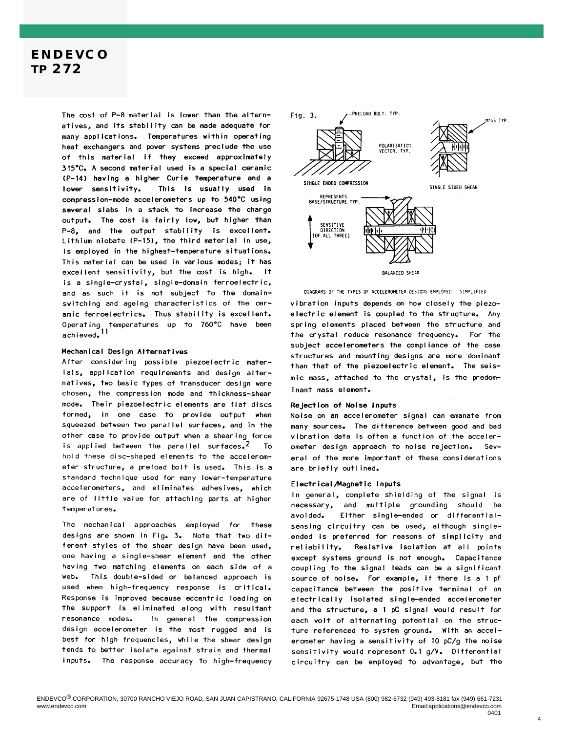The cost of P-8 material is lower than the alternatives, and its stability can be made adequate for many applications. Temperatures within operating heat exchangers and power systems preclude the use of this material if they exceed approximately 315°C. A second material used is a special ceramic (P-14) having a higher Curie temperature and a lower sensitivity. This is usually used in compression-mode accelerometers up to 540°C using several slabs in a stack to increase the charge output. The cost is fairly low, but higher than P-8, and the output stability is excellent. Lithium niobate (P-15), the third material in use, is employed in the highest-temperature situations. This material can be used in various modes; it has excellent sensitivity, but the cost is high. It is a single-crystal, single-domain ferroelectric, and as such it is not subject to the domain-switching and ageing characteristics of the ceramic ferroelectrics. Thus stability is excellent. Operating temperatures up to 760°C have been achieved.[11]

### Mechanical Design Alternatives

After considering possible piezoelectric materials, application requirements and design alternatives, two basic types of transducer design were chosen, the compression mode and thickness-shear mode. Their piezoelectric elements are flat discs formed, in one case to provide output when squeezed between two parallel surfaces, and in the other case to provide output when a shearing force is applied between the parallel surfaces.[2] To hold these disc-shaped elements to the accelerometer structure, a preload bolt is used. This is a standard technique used for many lower-temperature accelerometers, and eliminates adhesives, which are of little value for attaching parts at higher temperatures.

The mechanical approaches employed for these designs are shown in Fig. 3. Note that two different styles of the shear design have been used, one having a single-shear element and the other having two matching elements on each side of a web. This double-sided or balanced approach is used when high-frequency response is critical. Response is improved because eccentric loading on the support is eliminated along with resultant resonance modes. In general the compression design accelerometer is the most rugged and is best for high frequencies, while the shear design tends to better isolate against strain and thermal inputs. The response accuracy to high-frequency vibration inputs depends on how closely the piezoelectric element is coupled to the structure. Any spring elements placed between the structure and the crystal reduce resonance frequency. For the subject accelerometers the compliance of the case structures and mounting designs are more dominant than that of the piezoelectric element. The seismic mass, attached to the crystal, is the predominant mass element.

Fig. 3.

PRELOAD BOLT. TYP. — MASS TYP. — POLARIZATION VECTOR. TYP. — SINGLE ENDED COMPRESSION — SINGLE SIDED SHEAR — REPRESENTS BASE/STRUCTURE TYP. — SENSITIVE DIRECTION (OF ALL THREE) — BALANCED SHEAR

DIAGRAMS OF THE TYPES OF ACCELEROMETER DESIGNS EMPLOYED - SIMPLIFIED

### Rejection of Noise Inputs

Noise on an accelerometer signal can emanate from many sources. The difference between good and bad vibration data is often a function of the accelerometer design approach to noise rejection. Several of the more important of these considerations are briefly outlined.

### Electrical/Magnetic Inputs

In general, complete shielding of the signal is necessary, and multiple grounding should be avoided. Either single-ended or differential-sensing circuitry can be used, although single-ended is preferred for reasons of simplicity and reliability. Resistive isolation at all points except systems ground is not enough. Capacitance coupling to the signal leads can be a significant source of noise. For example, if there is a 1 pF capacitance between the positive terminal of an electrically isolated single-ended accelerometer and the structure, a 1 pC signal would result for each volt of alternating potential on the structure referenced to system ground. With an accelerometer having a sensitivity of 10 pC/g the noise sensitivity would represent 0.1 g/V. Differential circuitry can be employed to advantage, but the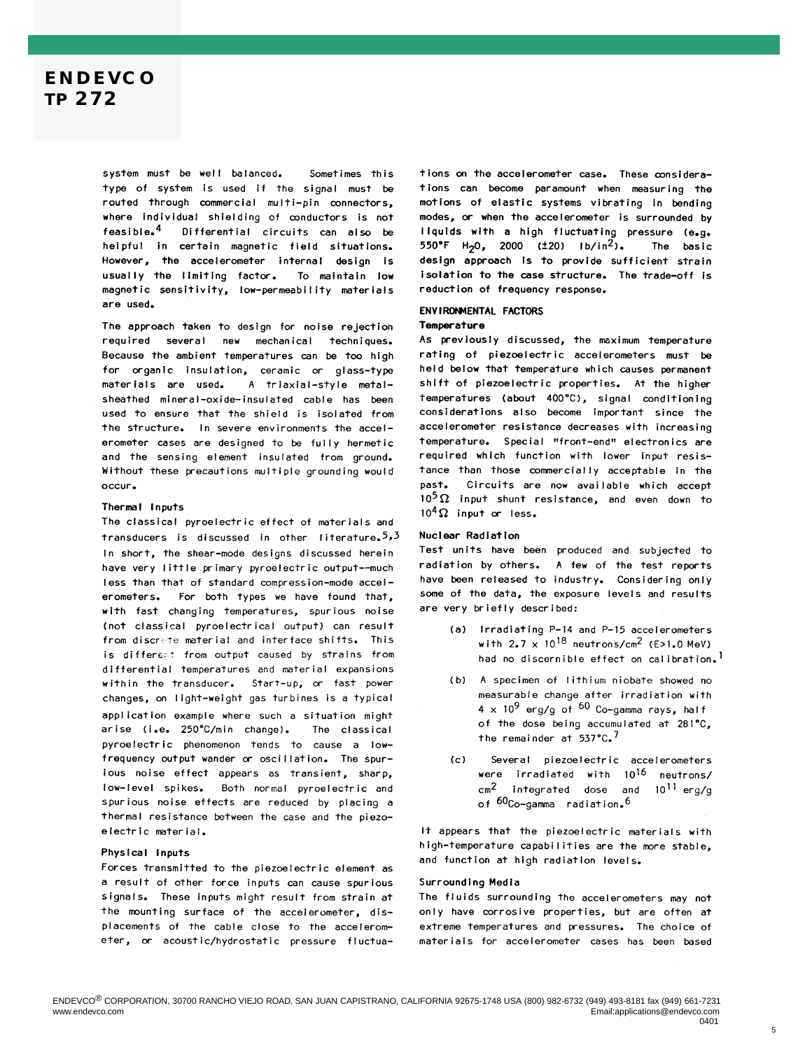system must be well balanced. Sometimes this type of system is used if the signal must be routed through commercial multi-pin connectors, where individual shielding of conductors is not feasible.[4] Differential circuits can also be helpful in certain magnetic field situations. However, the accelerometer internal design is usually the limiting factor. To maintain low magnetic sensitivity, low-permeability materials are used.

The approach taken to design for noise rejection required several new mechanical techniques. Because the ambient temperatures can be too high for organic insulation, ceramic or glass-type materials are used. A triaxial-style metal-sheathed mineral-oxide-insulated cable has been used to ensure that the shield is isolated from the structure. In severe environments the accelerometer cases are designed to be fully hermetic and the sensing element insulated from ground. Without these precautions multiple grounding would occur.

### Thermal Inputs

The classical pyroelectric effect of materials and transducers is discussed in other literature.[5,3] In short, the shear-mode designs discussed herein have very little primary pyroelectric output--much less than that of standard compression-mode accelerometers. For both types we have found that, with fast changing temperatures, spurious noise (not classical pyroelectrical output) can result from discrete material and interface shifts. This is different from output caused by strains from differential temperatures and material expansions within the transducer. Start-up, or fast power changes, on light-weight gas turbines is a typical application example where such a situation might arise (i.e. 250°C/min change). The classical pyroelectric phenomenon tends to cause a low-frequency output wander or oscillation. The spurious noise effect appears as transient, sharp, low-level spikes. Both normal pyroelectric and spurious noise effects are reduced by placing a thermal resistance between the case and the piezoelectric material.

### Physical Inputs

Forces transmitted to the piezoelectric element as a result of other force inputs can cause spurious signals. These inputs might result from strain at the mounting surface of the accelerometer, displacements of the cable close to the accelerometer, or acoustic/hydrostatic pressure fluctuations on the accelerometer case. These considerations can become paramount when measuring the motions of elastic systems vibrating in bending modes, or when the accelerometer is surrounded by liquids with a high fluctuating pressure (e.g. 550°F $H_2O$, 2000 (±20) lb/in$^2$). The basic design approach is to provide sufficient strain isolation to the case structure. The trade-off is reduction of frequency response.

## ENVIRONMENTAL FACTORS

### Temperature

As previously discussed, the maximum temperature rating of piezoelectric accelerometers must be held below that temperature which causes permanent shift of piezoelectric properties. At the higher temperatures (about 400°C), signal conditioning considerations also become important since the accelerometer resistance decreases with increasing temperature. Special "front-end" electronics are required which function with lower input resistance than those commercially acceptable in the past. Circuits are now available which accept $10^5\,\Omega$ input shunt resistance, and even down to $10^4\,\Omega$ input or less.

### Nuclear Radiation

Test units have been produced and subjected to radiation by others. A few of the test reports have been released to industry. Considering only some of the data, the exposure levels and results are very briefly described:

(a) Irradiating P-14 and P-15 accelerometers with $2.7 \times 10^{18}$ neutrons/cm$^2$ (E>1.0 MeV) had no discernible effect on calibration.[1]

(b) A specimen of lithium niobate showed no measurable change after irradiation with $4 \times 10^9$ erg/g of $^{60}$Co-gamma rays, half of the dose being accumulated at 281°C, the remainder at 537°C.[7]

(c) Several piezoelectric accelerometers were irradiated with $10^{16}$ neutrons/cm$^2$ integrated dose and $10^{11}$ erg/g of $^{60}$Co-gamma radiation.[6]

It appears that the piezoelectric materials with high-temperature capabilities are the more stable, and function at high radiation levels.

### Surrounding Media

The fluids surrounding the accelerometers may not only have corrosive properties, but are often at extreme temperatures and pressures. The choice of materials for accelerometer cases has been based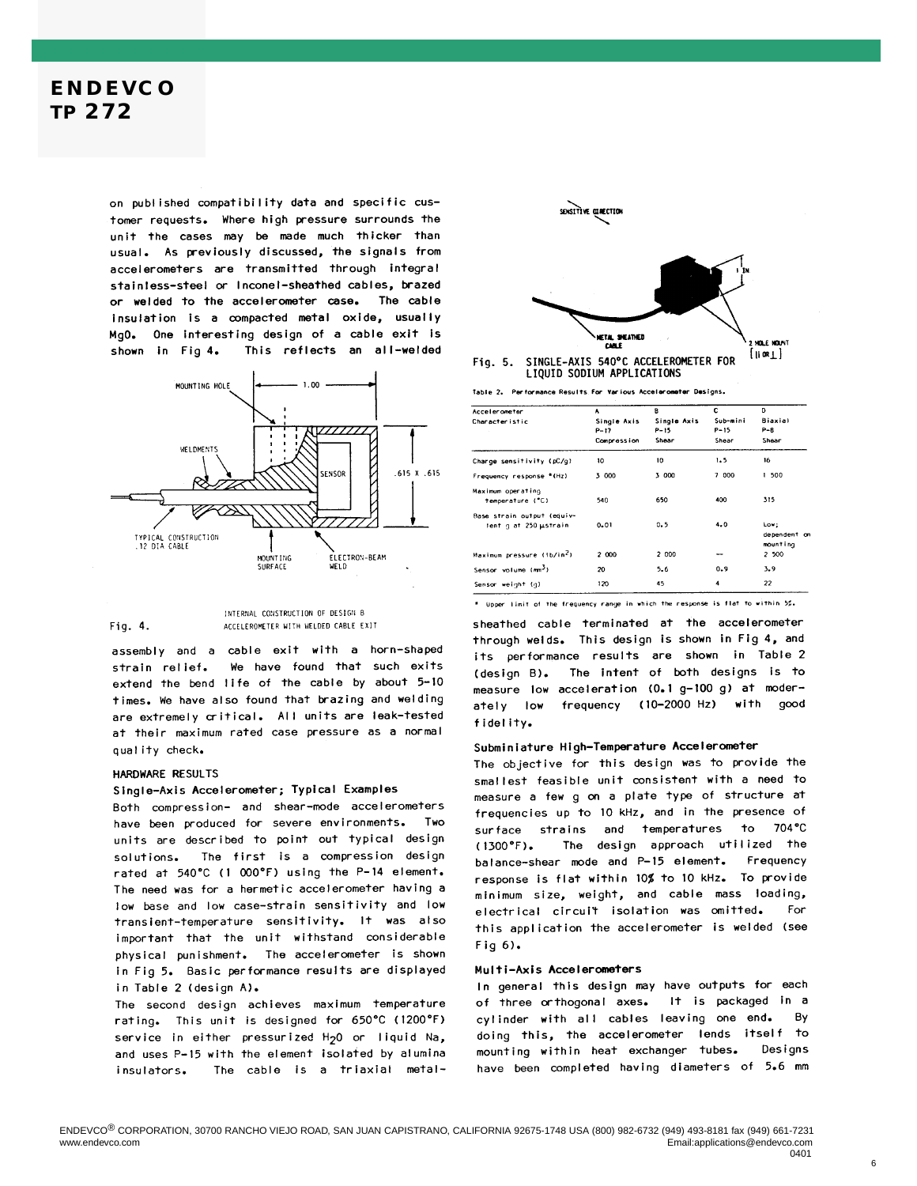on published compatibility data and specific customer requests. Where high pressure surrounds the unit the cases may be made much thicker than usual. As previously discussed, the signals from accelerometers are transmitted through integral stainless-steel or Inconel-sheathed cables, brazed or welded to the accelerometer case. The cable insulation is a compacted metal oxide, usually MgO. One interesting design of a cable exit is shown in Fig 4. This reflects an all-welded

MOUNTING HOLE
1.00
WELDMENTS
SENSOR
.615 X .615
TYPICAL CONSTRUCTION
.12 DIA CABLE
MOUNTING SURFACE
ELECTRON-BEAM WELD

Fig. 4. INTERNAL CONSTRUCTION OF DESIGN B ACCELEROMETER WITH WELDED CABLE EXIT

assembly and a cable exit with a horn-shaped strain relief. We have found that such exits extend the bend life of the cable by about 5-10 times. We have also found that brazing and welding are extremely critical. All units are leak-tested at their maximum rated case pressure as a normal quality check.

## HARDWARE RESULTS

### Single-Axis Accelerometer; Typical Examples

Both compression- and shear-mode accelerometers have been produced for severe environments. Two units are described to point out typical design solutions. The first is a compression design rated at 540°C (1 000°F) using the P-14 element. The need was for a hermetic accelerometer having a low base and low case-strain sensitivity and low transient-temperature sensitivity. It was also important that the unit withstand considerable physical punishment. The accelerometer is shown in Fig 5. Basic performance results are displayed in Table 2 (design A).

The second design achieves maximum temperature rating. This unit is designed for 650°C (1200°F) service in either pressurized $H_2O$ or liquid Na, and uses P-15 with the element isolated by alumina insulators. The cable is a triaxial metal-

SENSITIVE DIRECTION
1 IN
METAL SHEATHED CABLE
2 HOLE MOUNT [|| OR ⊥]

Fig. 5. SINGLE-AXIS 540°C ACCELEROMETER FOR LIQUID SODIUM APPLICATIONS

Table 2. Performance Results For Various Accelerometer Designs.

| Accelerometer Characteristic | A Single Axis P-17 Compression | B Single Axis P-15 Shear | C Sub-mini P-15 Shear | D Biaxial P-8 Shear |
|---|---|---|---|---|
| Charge sensitivity (pC/g) | 10 | 10 | 1.5 | 16 |
| Frequency response *(Hz) | 3 000 | 3 000 | 7 000 | 1 500 |
| Maximum operating temperature (°C) | 540 | 650 | 400 | 315 |
| Base strain output (equivalent g at 250 µstrain | 0.01 | 0.5 | 4.0 | Low; dependent on mounting |
| Maximum pressure (lb/in$^2$) | 2 000 | 2 000 | -- | 2 500 |
| Sensor volume (mm$^3$) | 20 | 5.6 | 0.9 | 3.9 |
| Sensor weight (g) | 120 | 45 | 4 | 22 |

\* Upper limit of the frequency range in which the response is flat to within 5%.

sheathed cable terminated at the accelerometer through welds. This design is shown in Fig 4, and its performance results are shown in Table 2 (design B). The intent of both designs is to measure low acceleration (0.1 g-100 g) at moderately low frequency (10-2000 Hz) with good fidelity.

### Subminiature High-Temperature Accelerometer

The objective for this design was to provide the smallest feasible unit consistent with a need to measure a few g on a plate type of structure at frequencies up to 10 kHz, and in the presence of surface strains and temperatures to 704°C (1300°F). The design approach utilized the balance-shear mode and P-15 element. Frequency response is flat within 10% to 10 kHz. To provide minimum size, weight, and cable mass loading, electrical circuit isolation was omitted. For this application the accelerometer is welded (see Fig 6).

### Multi-Axis Accelerometers

In general this design may have outputs for each of three orthogonal axes. It is packaged in a cylinder with all cables leaving one end. By doing this, the accelerometer lends itself to mounting within heat exchanger tubes. Designs have been completed having diameters of 5.6 mm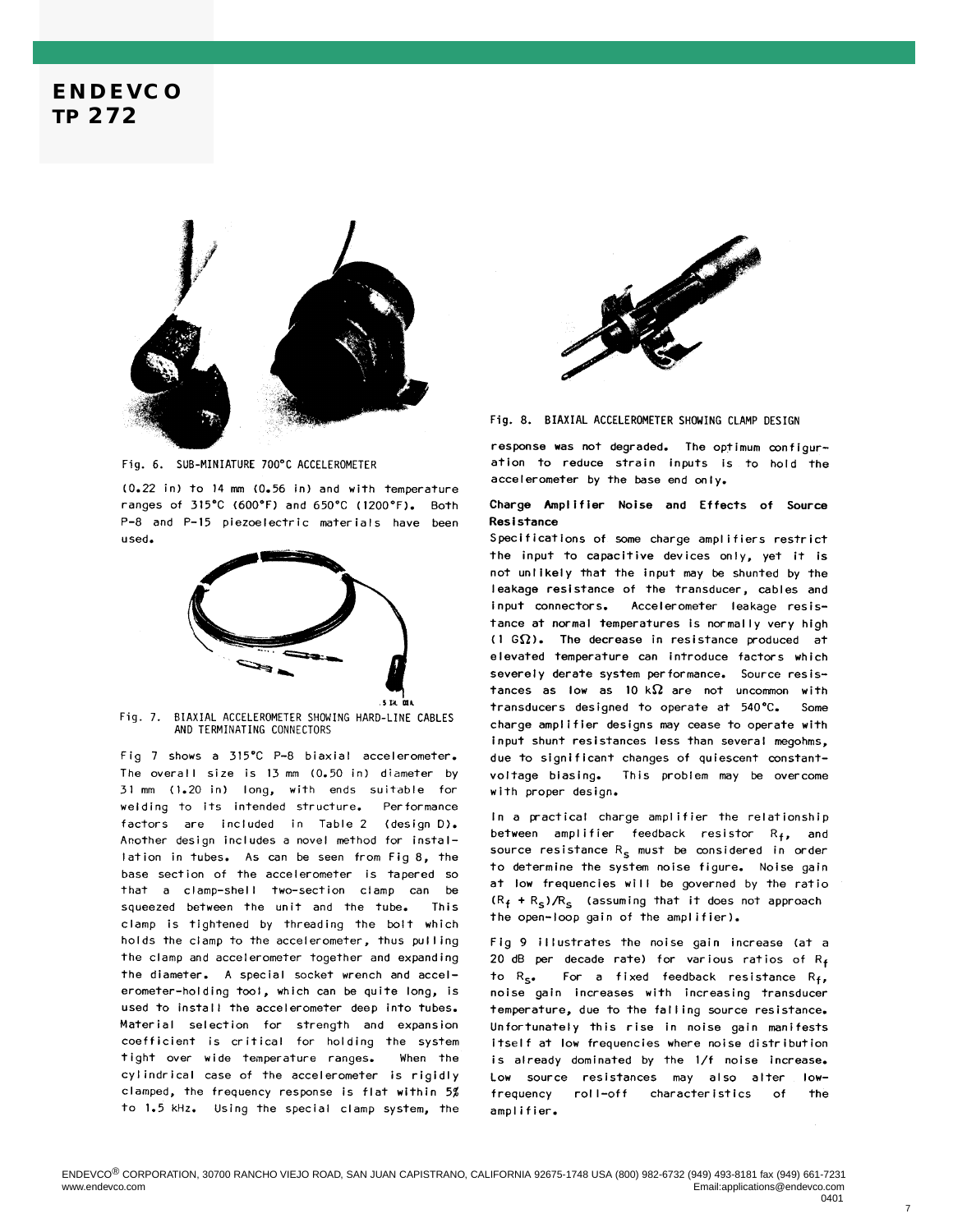Fig. 6. SUB-MINIATURE 700°C ACCELEROMETER

(0.22 in) to 14 mm (0.56 in) and with temperature ranges of 315°C (600°F) and 650°C (1200°F). Both P-8 and P-15 piezoelectric materials have been used.

.5 IN. DIA.

Fig. 7. BIAXIAL ACCELEROMETER SHOWING HARD-LINE CABLES AND TERMINATING CONNECTORS

Fig 7 shows a 315°C P-8 biaxial accelerometer. The overall size is 13 mm (0.50 in) diameter by 31 mm (1.20 in) long, with ends suitable for welding to its intended structure. Performance factors are included in Table 2 (design D). Another design includes a novel method for installation in tubes. As can be seen from Fig 8, the base section of the accelerometer is tapered so that a clamp-shell two-section clamp can be squeezed between the unit and the tube. This clamp is tightened by threading the bolt which holds the clamp to the accelerometer, thus pulling the clamp and accelerometer together and expanding the diameter. A special socket wrench and accelerometer-holding tool, which can be quite long, is used to install the accelerometer deep into tubes. Material selection for strength and expansion coefficient is critical for holding the system tight over wide temperature ranges. When the cylindrical case of the accelerometer is rigidly clamped, the frequency response is flat within 5% to 1.5 kHz. Using the special clamp system, the response was not degraded. The optimum configuration to reduce strain inputs is to hold the accelerometer by the base end only.

Fig. 8. BIAXIAL ACCELEROMETER SHOWING CLAMP DESIGN

**Charge Amplifier Noise and Effects of Source Resistance**

Specifications of some charge amplifiers restrict the input to capacitive devices only, yet it is not unlikely that the input may be shunted by the leakage resistance of the transducer, cables and input connectors. Accelerometer leakage resistance at normal temperatures is normally very high (1 GΩ). The decrease in resistance produced at elevated temperature can introduce factors which severely derate system performance. Source resistances as low as 10 kΩ are not uncommon with transducers designed to operate at 540°C. Some charge amplifier designs may cease to operate with input shunt resistances less than several megohms, due to significant changes of quiescent constant-voltage biasing. This problem may be overcome with proper design.

In a practical charge amplifier the relationship between amplifier feedback resistor $R_f$, and source resistance $R_s$ must be considered in order to determine the system noise figure. Noise gain at low frequencies will be governed by the ratio $(R_f + R_s)/R_s$ (assuming that it does not approach the open-loop gain of the amplifier).

Fig 9 illustrates the noise gain increase (at a 20 dB per decade rate) for various ratios of $R_f$ to $R_s$. For a fixed feedback resistance $R_f$, noise gain increases with increasing transducer temperature, due to the falling source resistance. Unfortunately this rise in noise gain manifests itself at low frequencies where noise distribution is already dominated by the 1/f noise increase. Low source resistances may also alter low-frequency roll-off characteristics of the amplifier.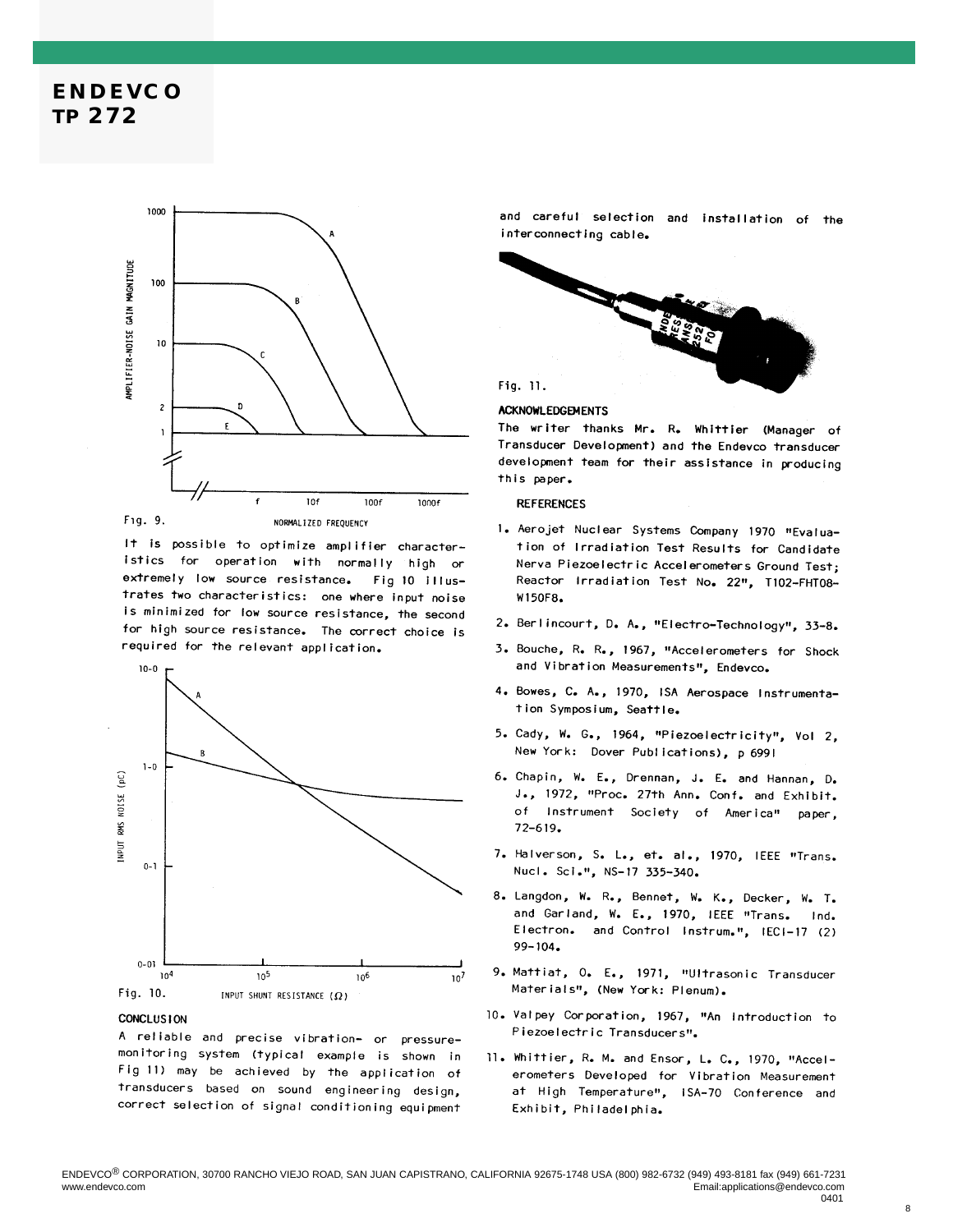AMPLIFIER-NOISE GAIN MAGNITUDE

1000

100

10

2

1

A

B

C

D

E

f

10f

100f

1000f

NORMALIZED FREQUENCY

Fig. 9.

It is possible to optimize amplifier characteristics for operation with normally high or extremely low source resistance. Fig 10 illustrates two characteristics: one where input noise is minimized for low source resistance, the second for high source resistance. The correct choice is required for the relevant application.

INPUT RMS NOISE (pC)

10-0

1-0

0-1

0-01

A

B

$10^4$

$10^5$

$10^6$

$10^7$

INPUT SHUNT RESISTANCE ($\Omega$)

Fig. 10.

## CONCLUSION

A reliable and precise vibration- or pressure-monitoring system (typical example is shown in Fig 11) may be achieved by the application of transducers based on sound engineering design, correct selection of signal conditioning equipment and careful selection and installation of the interconnecting cable.

Fig. 11.

## ACKNOWLEDGEMENTS

The writer thanks Mr. R. Whittier (Manager of Transducer Development) and the Endevco transducer development team for their assistance in producing this paper.

## REFERENCES

1. Aerojet Nuclear Systems Company 1970 "Evaluation of Irradiation Test Results for Candidate Nerva Piezoelectric Accelerometers Ground Test; Reactor Irradiation Test No. 22", T102-FHT08-W150F8.
2. Berlincourt, D. A., "Electro-Technology", 33-8.
3. Bouche, R. R., 1967, "Accelerometers for Shock and Vibration Measurements", Endevco.
4. Bowes, C. A., 1970, ISA Aerospace Instrumentation Symposium, Seattle.
5. Cady, W. G., 1964, "Piezoelectricity", Vol 2, New York: Dover Publications), p 699l
6. Chapin, W. E., Drennan, J. E. and Hannan, D. J., 1972, "Proc. 27th Ann. Conf. and Exhibit. of Instrument Society of America" paper, 72-619.
7. Halverson, S. L., et. al., 1970, IEEE "Trans. Nucl. Sci.", NS-17 335-340.
8. Langdon, W. R., Bennet, W. K., Decker, W. T. and Garland, W. E., 1970, IEEE "Trans. Ind. Electron. and Control Instrum.", IECI-17 (2) 99-104.
9. Mattiat, O. E., 1971, "Ultrasonic Transducer Materials", (New York: Plenum).
10. Valpey Corporation, 1967, "An Introduction to Piezoelectric Transducers".
11. Whittier, R. M. and Ensor, L. C., 1970, "Accelerometers Developed for Vibration Measurement at High Temperature", ISA-70 Conference and Exhibit, Philadelphia.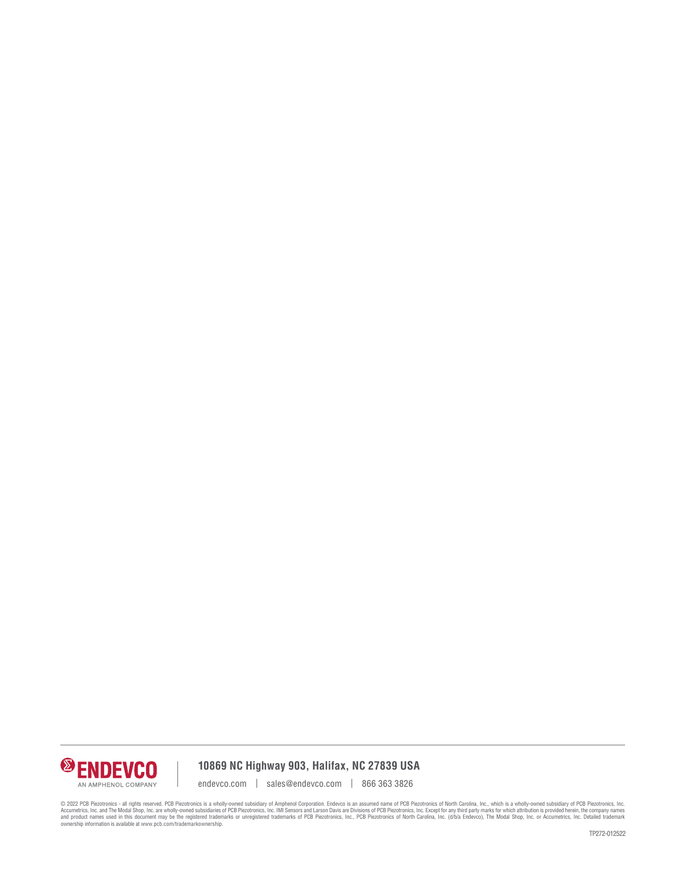ENDEVCO
AN AMPHENOL COMPANY

**10869 NC Highway 903, Halifax, NC 27839 USA**

endevco.com | sales@endevco.com | 866 363 3826

© 2022 PCB Piezotronics - all rights reserved. PCB Piezotronics is a wholly-owned subsidiary of Amphenol Corporation. Endevco is an assumed name of PCB Piezotronics of North Carolina, Inc., which is a wholly-owned subsidiary of PCB Piezotronics, Inc. Accumetrics, Inc. and The Modal Shop, Inc. are wholly-owned subsidiaries of PCB Piezotronics, Inc. IMI Sensors and Larson Davis are Divisions of PCB Piezotronics, Inc. Except for any third party marks for which attribution is provided herein, the company names and product names used in this document may be the registered trademarks or unregistered trademarks of PCB Piezotronics, Inc., PCB Piezotronics of North Carolina, Inc. (d/b/a Endevco), The Modal Shop, Inc. or Accumetrics, Inc. Detailed trademark ownership information is available at www.pcb.com/trademarkownership.

TP272-012522